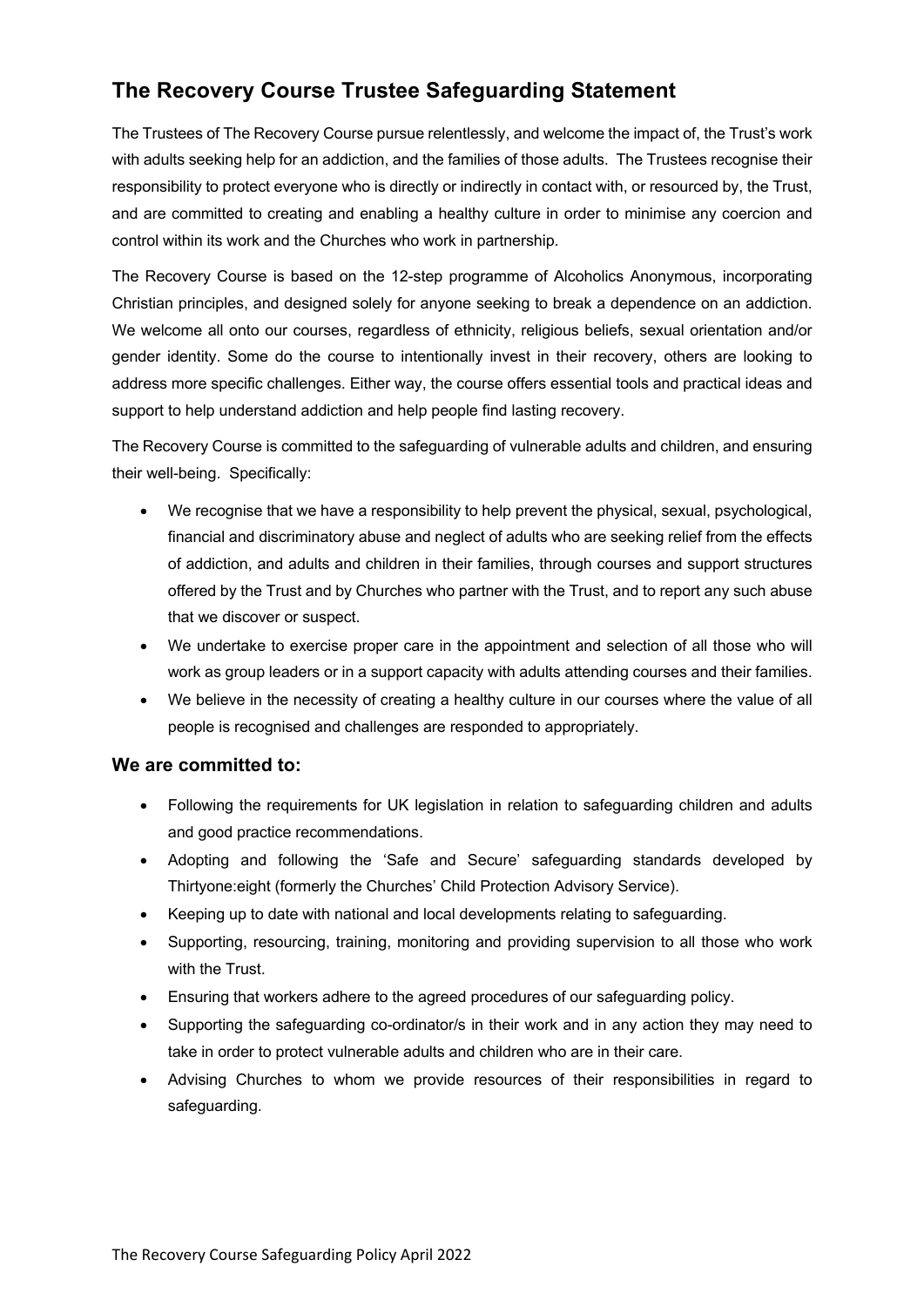# The Recovery Course Trustee Safeguarding Statement

The Trustees of The Recovery Course pursue relentlessly, and welcome the impact of, the Trust's work with adults seeking help for an addiction, and the families of those adults. The Trustees recognise their responsibility to protect everyone who is directly or indirectly in contact with, or resourced by, the Trust, and are committed to creating and enabling a healthy culture in order to minimise any coercion and control within its work and the Churches who work in partnership.

The Recovery Course is based on the 12-step programme of Alcoholics Anonymous, incorporating Christian principles, and designed solely for anyone seeking to break a dependence on an addiction. We welcome all onto our courses, regardless of ethnicity, religious beliefs, sexual orientation and/or gender identity. Some do the course to intentionally invest in their recovery, others are looking to address more specific challenges. Either way, the course offers essential tools and practical ideas and support to help understand addiction and help people find lasting recovery.

The Recovery Course is committed to the safeguarding of vulnerable adults and children, and ensuring their well-being. Specifically:

- We recognise that we have a responsibility to help prevent the physical, sexual, psychological, financial and discriminatory abuse and neglect of adults who are seeking relief from the effects of addiction, and adults and children in their families, through courses and support structures offered by the Trust and by Churches who partner with the Trust, and to report any such abuse that we discover or suspect.
- We undertake to exercise proper care in the appointment and selection of all those who will work as group leaders or in a support capacity with adults attending courses and their families.
- We believe in the necessity of creating a healthy culture in our courses where the value of all people is recognised and challenges are responded to appropriately.

### We are committed to:

- Following the requirements for UK legislation in relation to safeguarding children and adults and good practice recommendations.
- Adopting and following the 'Safe and Secure' safeguarding standards developed by Thirtyone:eight (formerly the Churches' Child Protection Advisory Service).
- Keeping up to date with national and local developments relating to safeguarding.
- Supporting, resourcing, training, monitoring and providing supervision to all those who work with the Trust.
- Ensuring that workers adhere to the agreed procedures of our safeguarding policy.
- Supporting the safeguarding co-ordinator/s in their work and in any action they may need to take in order to protect vulnerable adults and children who are in their care.
- Advising Churches to whom we provide resources of their responsibilities in regard to safeguarding.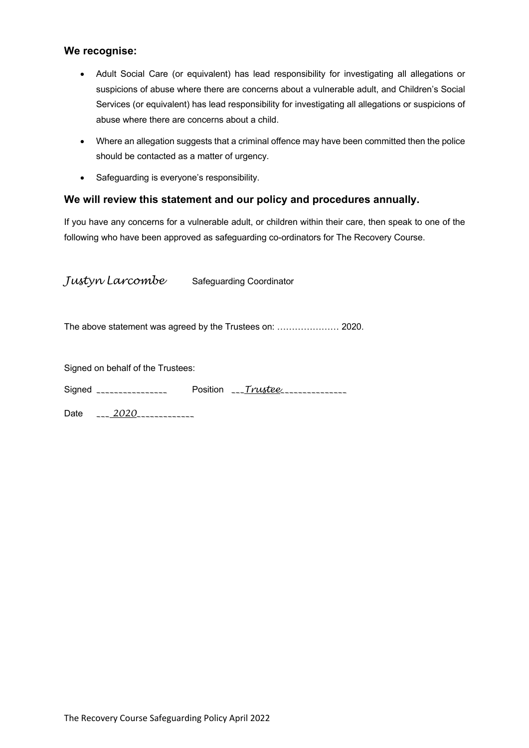### We recognise:

- Adult Social Care (or equivalent) has lead responsibility for investigating all allegations or suspicions of abuse where there are concerns about a vulnerable adult, and Children's Social Services (or equivalent) has lead responsibility for investigating all allegations or suspicions of abuse where there are concerns about a child.
- Where an allegation suggests that a criminal offence may have been committed then the police should be contacted as a matter of urgency.
- Safeguarding is everyone's responsibility.

### We will review this statement and our policy and procedures annually.

If you have any concerns for a vulnerable adult, or children within their care, then speak to one of the following who have been approved as safeguarding co-ordinators for The Recovery Course.

*Justyn Larcombe* Safeguarding Coordinator

The above statement was agreed by the Trustees on: ………………… 2020.

Signed on behalf of the Trustees:

Signed _______________ Position ___*Trustee*______________

Date ___*2020*_____________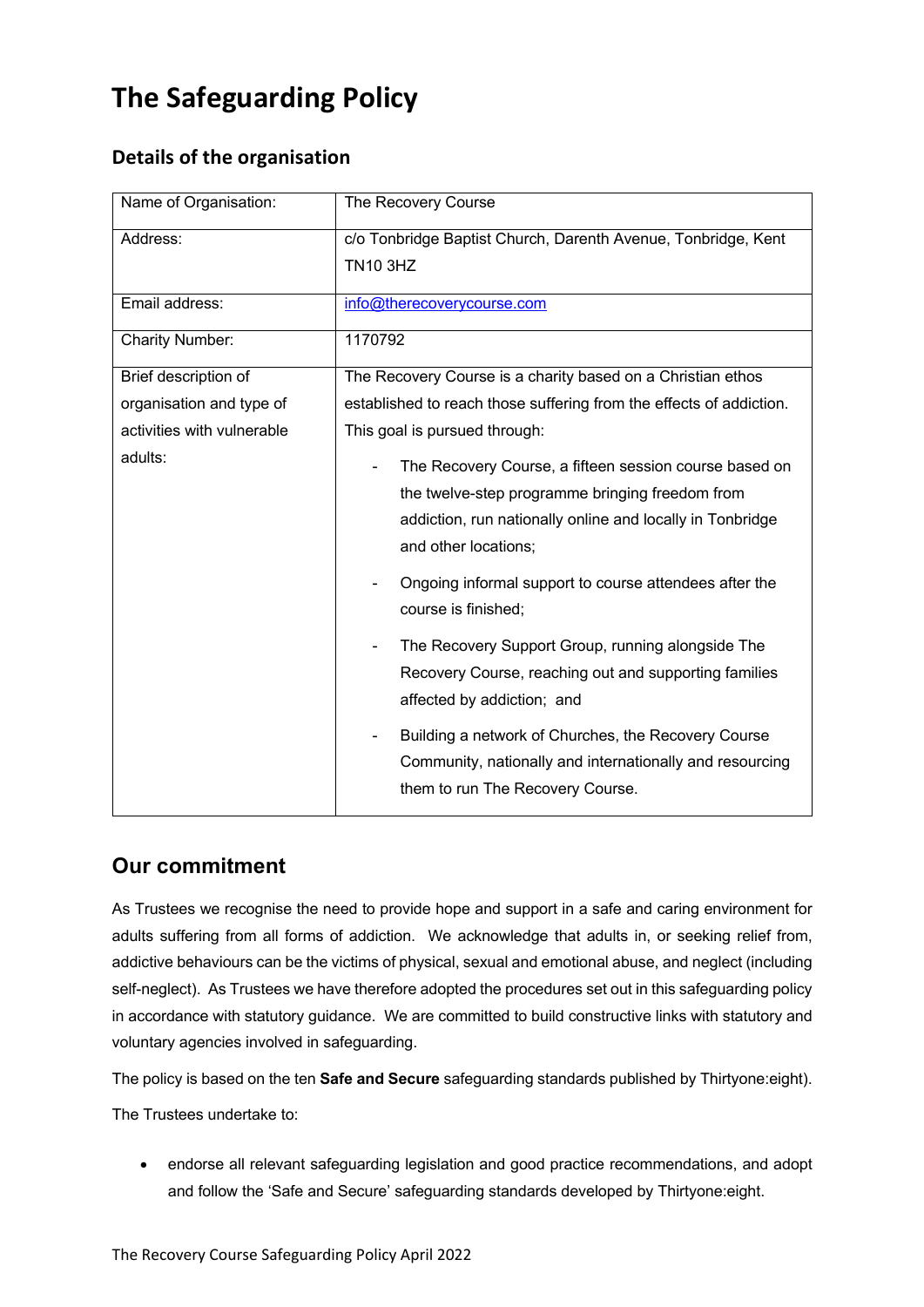# The Safeguarding Policy

## Details of the organisation

| Name of Organisation: | The Recovery Course |
|---|---|
| Address: | c/o Tonbridge Baptist Church, Darenth Avenue, Tonbridge, Kent TN10 3HZ |
| Email address: | info@therecoverycourse.com |
| Charity Number: | 1170792 |
| Brief description of organisation and type of activities with vulnerable adults: | The Recovery Course is a charity based on a Christian ethos established to reach those suffering from the effects of addiction. This goal is pursued through: <br> - The Recovery Course, a fifteen session course based on the twelve-step programme bringing freedom from addiction, run nationally online and locally in Tonbridge and other locations; <br> - Ongoing informal support to course attendees after the course is finished; <br> - The Recovery Support Group, running alongside The Recovery Course, reaching out and supporting families affected by addiction; and <br> - Building a network of Churches, the Recovery Course Community, nationally and internationally and resourcing them to run The Recovery Course. |

## Our commitment

As Trustees we recognise the need to provide hope and support in a safe and caring environment for adults suffering from all forms of addiction. We acknowledge that adults in, or seeking relief from, addictive behaviours can be the victims of physical, sexual and emotional abuse, and neglect (including self-neglect). As Trustees we have therefore adopted the procedures set out in this safeguarding policy in accordance with statutory guidance. We are committed to build constructive links with statutory and voluntary agencies involved in safeguarding.

The policy is based on the ten **Safe and Secure** safeguarding standards published by Thirtyone:eight).

The Trustees undertake to:

- endorse all relevant safeguarding legislation and good practice recommendations, and adopt and follow the 'Safe and Secure' safeguarding standards developed by Thirtyone:eight.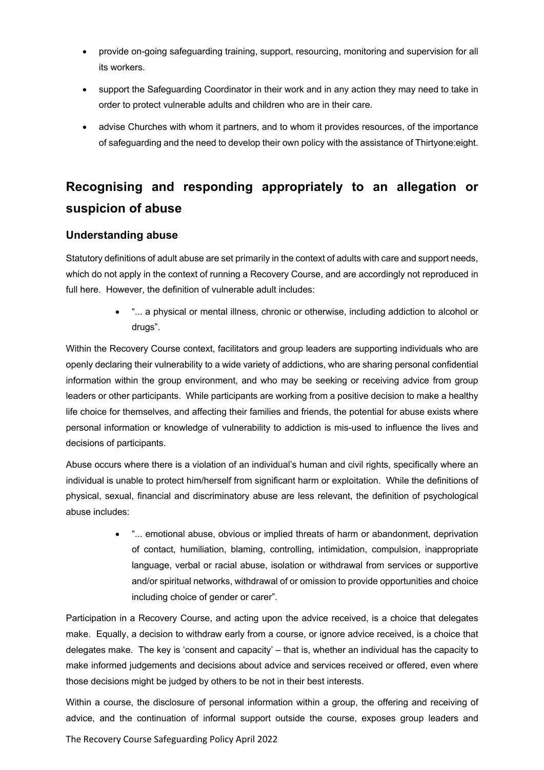- provide on-going safeguarding training, support, resourcing, monitoring and supervision for all its workers.
- support the Safeguarding Coordinator in their work and in any action they may need to take in order to protect vulnerable adults and children who are in their care.
- advise Churches with whom it partners, and to whom it provides resources, of the importance of safeguarding and the need to develop their own policy with the assistance of Thirtyone:eight.

## Recognising and responding appropriately to an allegation or suspicion of abuse

### Understanding abuse

Statutory definitions of adult abuse are set primarily in the context of adults with care and support needs, which do not apply in the context of running a Recovery Course, and are accordingly not reproduced in full here. However, the definition of vulnerable adult includes:

- "... a physical or mental illness, chronic or otherwise, including addiction to alcohol or drugs".

Within the Recovery Course context, facilitators and group leaders are supporting individuals who are openly declaring their vulnerability to a wide variety of addictions, who are sharing personal confidential information within the group environment, and who may be seeking or receiving advice from group leaders or other participants. While participants are working from a positive decision to make a healthy life choice for themselves, and affecting their families and friends, the potential for abuse exists where personal information or knowledge of vulnerability to addiction is mis-used to influence the lives and decisions of participants.

Abuse occurs where there is a violation of an individual's human and civil rights, specifically where an individual is unable to protect him/herself from significant harm or exploitation. While the definitions of physical, sexual, financial and discriminatory abuse are less relevant, the definition of psychological abuse includes:

- "... emotional abuse, obvious or implied threats of harm or abandonment, deprivation of contact, humiliation, blaming, controlling, intimidation, compulsion, inappropriate language, verbal or racial abuse, isolation or withdrawal from services or supportive and/or spiritual networks, withdrawal of or omission to provide opportunities and choice including choice of gender or carer".

Participation in a Recovery Course, and acting upon the advice received, is a choice that delegates make. Equally, a decision to withdraw early from a course, or ignore advice received, is a choice that delegates make. The key is 'consent and capacity' – that is, whether an individual has the capacity to make informed judgements and decisions about advice and services received or offered, even where those decisions might be judged by others to be not in their best interests.

Within a course, the disclosure of personal information within a group, the offering and receiving of advice, and the continuation of informal support outside the course, exposes group leaders and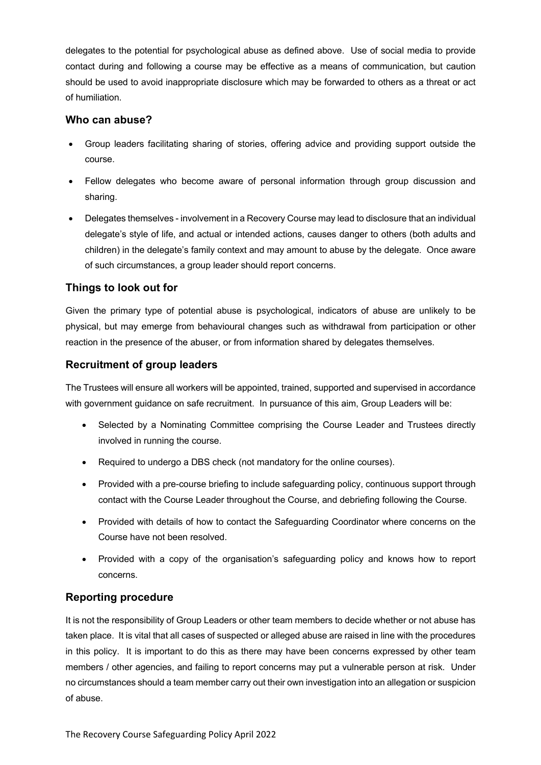delegates to the potential for psychological abuse as defined above. Use of social media to provide contact during and following a course may be effective as a means of communication, but caution should be used to avoid inappropriate disclosure which may be forwarded to others as a threat or act of humiliation.

## Who can abuse?

- Group leaders facilitating sharing of stories, offering advice and providing support outside the course.
- Fellow delegates who become aware of personal information through group discussion and sharing.
- Delegates themselves - involvement in a Recovery Course may lead to disclosure that an individual delegate's style of life, and actual or intended actions, causes danger to others (both adults and children) in the delegate's family context and may amount to abuse by the delegate. Once aware of such circumstances, a group leader should report concerns.

## Things to look out for

Given the primary type of potential abuse is psychological, indicators of abuse are unlikely to be physical, but may emerge from behavioural changes such as withdrawal from participation or other reaction in the presence of the abuser, or from information shared by delegates themselves.

## Recruitment of group leaders

The Trustees will ensure all workers will be appointed, trained, supported and supervised in accordance with government guidance on safe recruitment. In pursuance of this aim, Group Leaders will be:

- Selected by a Nominating Committee comprising the Course Leader and Trustees directly involved in running the course.
- Required to undergo a DBS check (not mandatory for the online courses).
- Provided with a pre-course briefing to include safeguarding policy, continuous support through contact with the Course Leader throughout the Course, and debriefing following the Course.
- Provided with details of how to contact the Safeguarding Coordinator where concerns on the Course have not been resolved.
- Provided with a copy of the organisation's safeguarding policy and knows how to report concerns.

## Reporting procedure

It is not the responsibility of Group Leaders or other team members to decide whether or not abuse has taken place. It is vital that all cases of suspected or alleged abuse are raised in line with the procedures in this policy. It is important to do this as there may have been concerns expressed by other team members / other agencies, and failing to report concerns may put a vulnerable person at risk. Under no circumstances should a team member carry out their own investigation into an allegation or suspicion of abuse.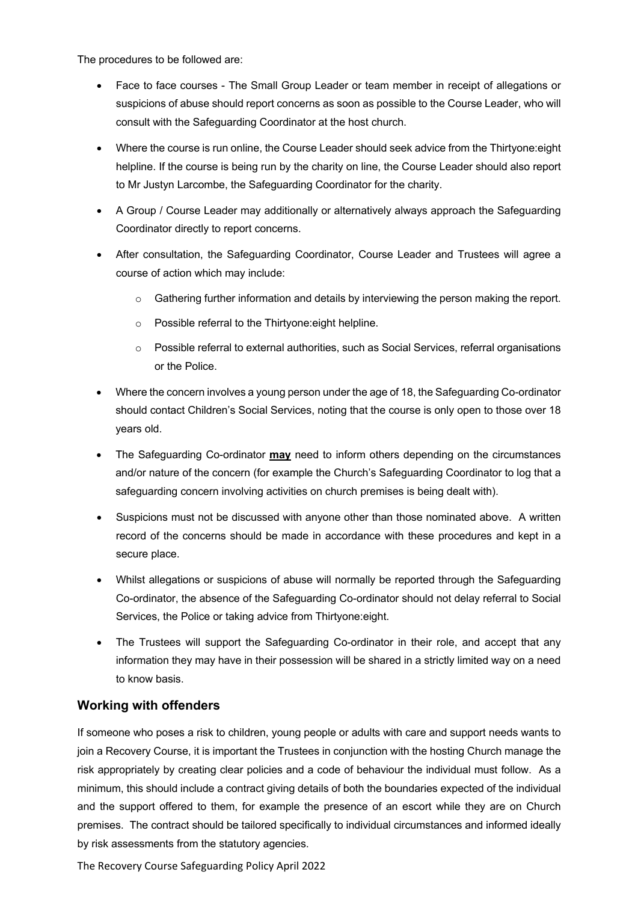The procedures to be followed are:

- Face to face courses - The Small Group Leader or team member in receipt of allegations or suspicions of abuse should report concerns as soon as possible to the Course Leader, who will consult with the Safeguarding Coordinator at the host church.
- Where the course is run online, the Course Leader should seek advice from the Thirtyone:eight helpline. If the course is being run by the charity on line, the Course Leader should also report to Mr Justyn Larcombe, the Safeguarding Coordinator for the charity.
- A Group / Course Leader may additionally or alternatively always approach the Safeguarding Coordinator directly to report concerns.
- After consultation, the Safeguarding Coordinator, Course Leader and Trustees will agree a course of action which may include:
  - Gathering further information and details by interviewing the person making the report.
  - Possible referral to the Thirtyone:eight helpline.
  - Possible referral to external authorities, such as Social Services, referral organisations or the Police.
- Where the concern involves a young person under the age of 18, the Safeguarding Co-ordinator should contact Children's Social Services, noting that the course is only open to those over 18 years old.
- The Safeguarding Co-ordinator <u>**may**</u> need to inform others depending on the circumstances and/or nature of the concern (for example the Church's Safeguarding Coordinator to log that a safeguarding concern involving activities on church premises is being dealt with).
- Suspicions must not be discussed with anyone other than those nominated above. A written record of the concerns should be made in accordance with these procedures and kept in a secure place.
- Whilst allegations or suspicions of abuse will normally be reported through the Safeguarding Co-ordinator, the absence of the Safeguarding Co-ordinator should not delay referral to Social Services, the Police or taking advice from Thirtyone:eight.
- The Trustees will support the Safeguarding Co-ordinator in their role, and accept that any information they may have in their possession will be shared in a strictly limited way on a need to know basis.

## Working with offenders

If someone who poses a risk to children, young people or adults with care and support needs wants to join a Recovery Course, it is important the Trustees in conjunction with the hosting Church manage the risk appropriately by creating clear policies and a code of behaviour the individual must follow. As a minimum, this should include a contract giving details of both the boundaries expected of the individual and the support offered to them, for example the presence of an escort while they are on Church premises. The contract should be tailored specifically to individual circumstances and informed ideally by risk assessments from the statutory agencies.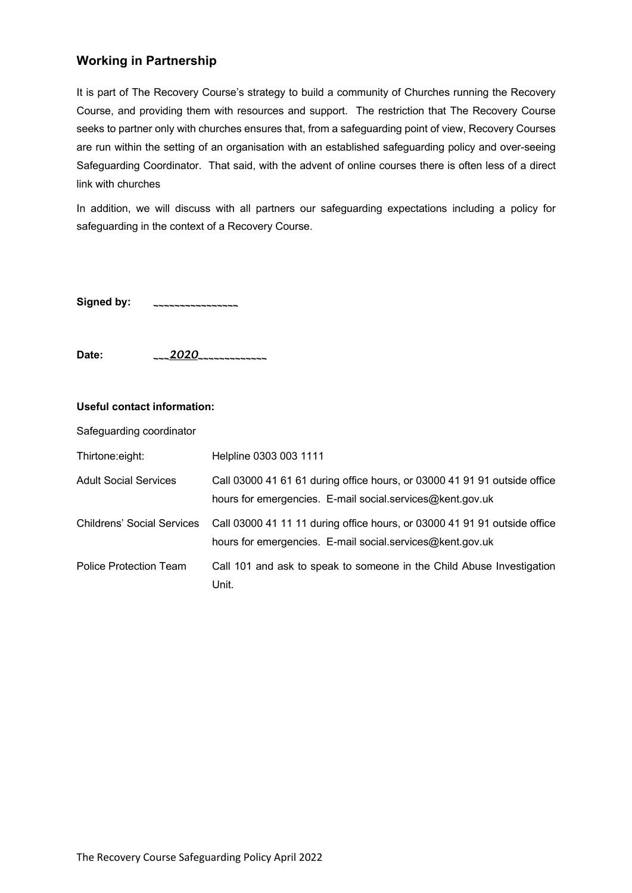## Working in Partnership

It is part of The Recovery Course's strategy to build a community of Churches running the Recovery Course, and providing them with resources and support. The restriction that The Recovery Course seeks to partner only with churches ensures that, from a safeguarding point of view, Recovery Courses are run within the setting of an organisation with an established safeguarding policy and over-seeing Safeguarding Coordinator. That said, with the advent of online courses there is often less of a direct link with churches

In addition, we will discuss with all partners our safeguarding expectations including a policy for safeguarding in the context of a Recovery Course.

**Signed by:** ________________

**Date:** ___2020____________

**Useful contact information:**

| | |
|---|---|
| Safeguarding coordinator | |
| Thirtone:eight: | Helpline 0303 003 1111 |
| Adult Social Services | Call 03000 41 61 61 during office hours, or 03000 41 91 91 outside office hours for emergencies. E-mail social.services@kent.gov.uk |
| Childrens' Social Services | Call 03000 41 11 11 during office hours, or 03000 41 91 91 outside office hours for emergencies. E-mail social.services@kent.gov.uk |
| Police Protection Team | Call 101 and ask to speak to someone in the Child Abuse Investigation Unit. |